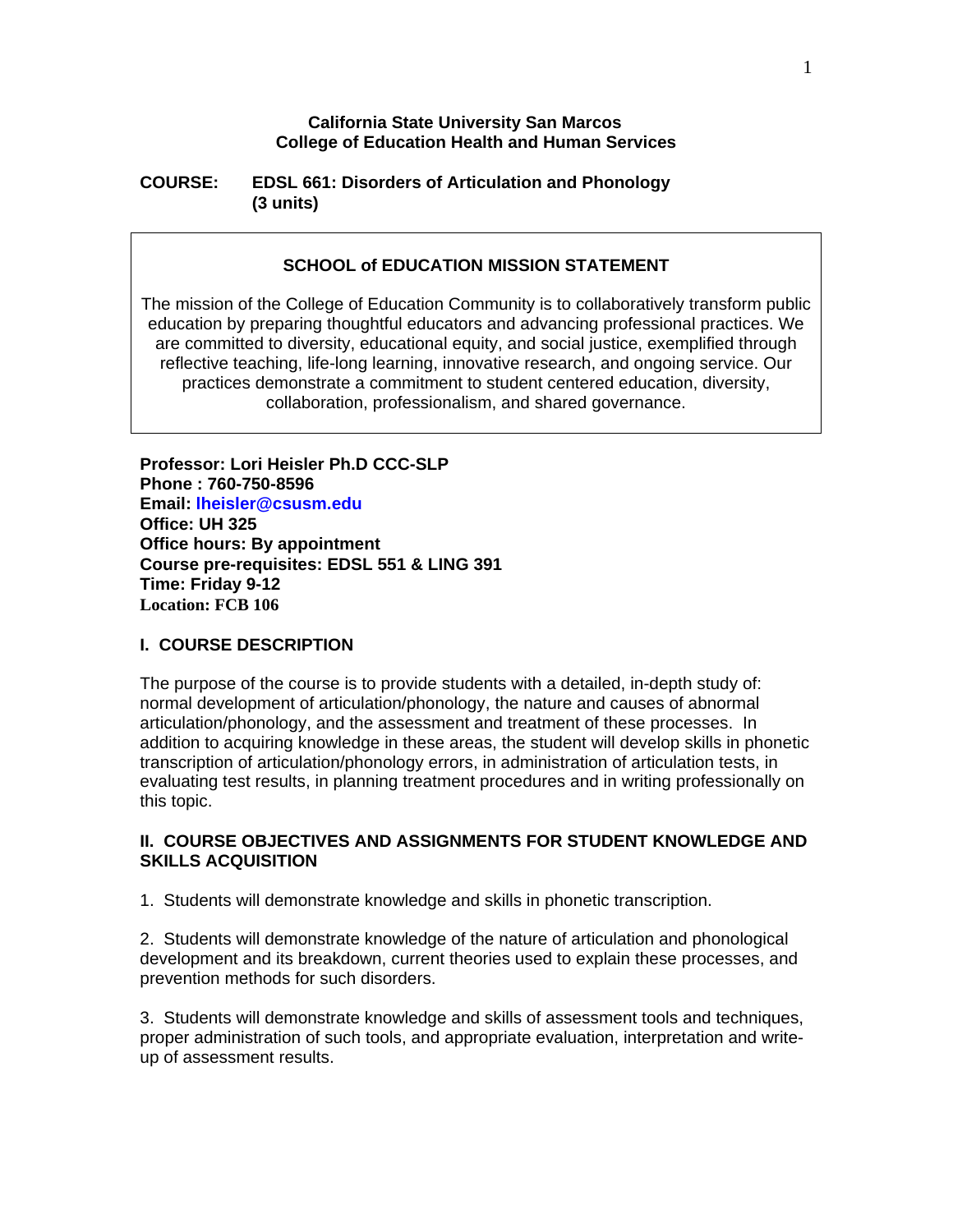**California State University San Marcos**
**College of Education Health and Human Services**

**COURSE: EDSL 661: Disorders of Articulation and Phonology (3 units)**

## SCHOOL of EDUCATION MISSION STATEMENT

The mission of the College of Education Community is to collaboratively transform public education by preparing thoughtful educators and advancing professional practices. We are committed to diversity, educational equity, and social justice, exemplified through reflective teaching, life-long learning, innovative research, and ongoing service. Our practices demonstrate a commitment to student centered education, diversity, collaboration, professionalism, and shared governance.

**Professor: Lori Heisler Ph.D CCC-SLP**
**Phone : 760-750-8596**
**Email: lheisler@csusm.edu**
**Office: UH 325**
**Office hours: By appointment**
**Course pre-requisites: EDSL 551 & LING 391**
**Time: Friday 9-12**
**Location: FCB 106**

## I. COURSE DESCRIPTION

The purpose of the course is to provide students with a detailed, in-depth study of: normal development of articulation/phonology, the nature and causes of abnormal articulation/phonology, and the assessment and treatment of these processes. In addition to acquiring knowledge in these areas, the student will develop skills in phonetic transcription of articulation/phonology errors, in administration of articulation tests, in evaluating test results, in planning treatment procedures and in writing professionally on this topic.

## II. COURSE OBJECTIVES AND ASSIGNMENTS FOR STUDENT KNOWLEDGE AND SKILLS ACQUISITION

1. Students will demonstrate knowledge and skills in phonetic transcription.

2. Students will demonstrate knowledge of the nature of articulation and phonological development and its breakdown, current theories used to explain these processes, and prevention methods for such disorders.

3. Students will demonstrate knowledge and skills of assessment tools and techniques, proper administration of such tools, and appropriate evaluation, interpretation and write-up of assessment results.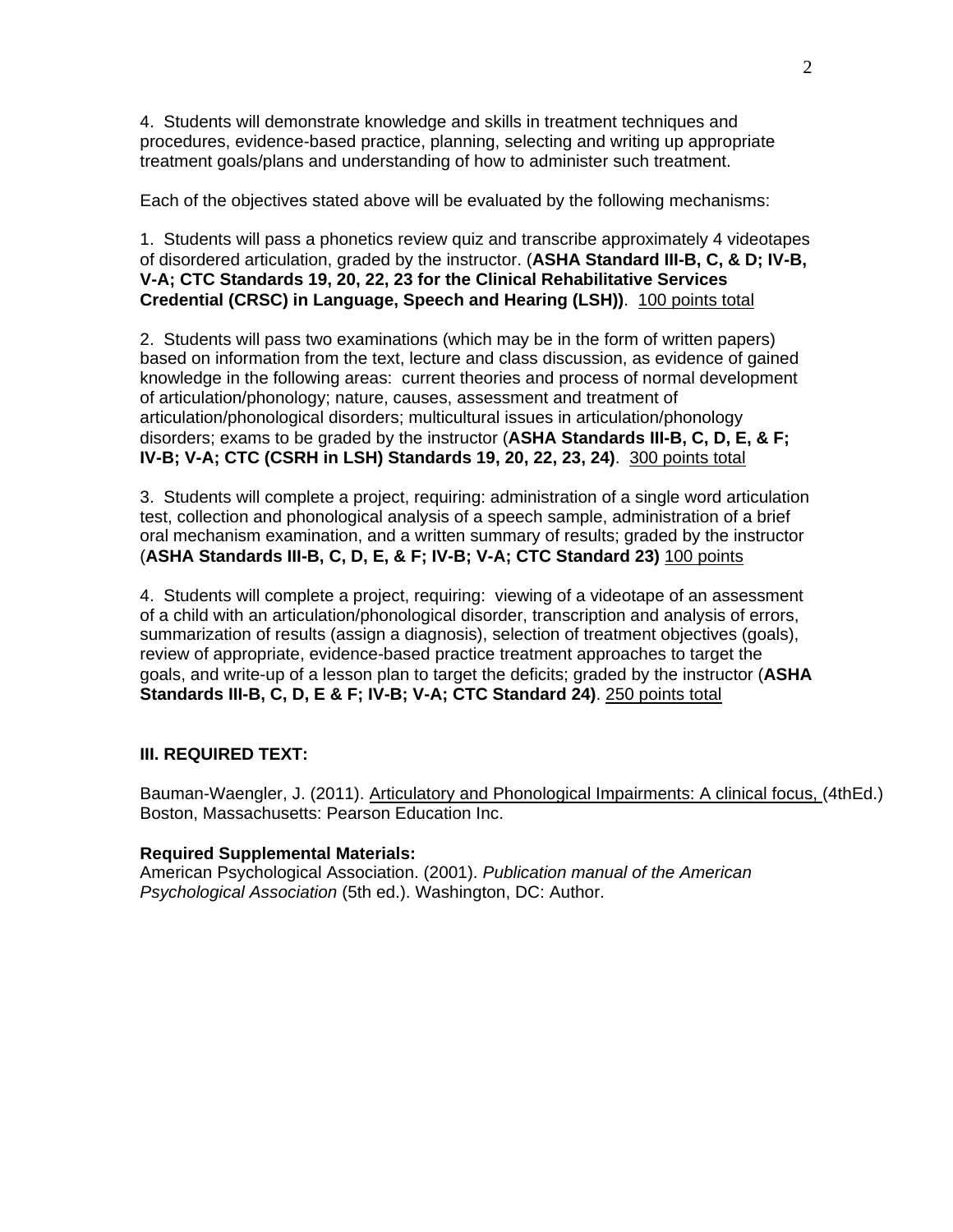4. Students will demonstrate knowledge and skills in treatment techniques and procedures, evidence-based practice, planning, selecting and writing up appropriate treatment goals/plans and understanding of how to administer such treatment.

Each of the objectives stated above will be evaluated by the following mechanisms:

1. Students will pass a phonetics review quiz and transcribe approximately 4 videotapes of disordered articulation, graded by the instructor. (**ASHA Standard III-B, C, & D; IV-B, V-A; CTC Standards 19, 20, 22, 23 for the Clinical Rehabilitative Services Credential (CRSC) in Language, Speech and Hearing (LSH))**. <u>100 points total</u>

2. Students will pass two examinations (which may be in the form of written papers) based on information from the text, lecture and class discussion, as evidence of gained knowledge in the following areas: current theories and process of normal development of articulation/phonology; nature, causes, assessment and treatment of articulation/phonological disorders; multicultural issues in articulation/phonology disorders; exams to be graded by the instructor (**ASHA Standards III-B, C, D, E, & F; IV-B; V-A; CTC (CSRH in LSH) Standards 19, 20, 22, 23, 24)**. <u>300 points total</u>

3. Students will complete a project, requiring: administration of a single word articulation test, collection and phonological analysis of a speech sample, administration of a brief oral mechanism examination, and a written summary of results; graded by the instructor (**ASHA Standards III-B, C, D, E, & F; IV-B; V-A; CTC Standard 23)** <u>100 points</u>

4. Students will complete a project, requiring: viewing of a videotape of an assessment of a child with an articulation/phonological disorder, transcription and analysis of errors, summarization of results (assign a diagnosis), selection of treatment objectives (goals), review of appropriate, evidence-based practice treatment approaches to target the goals, and write-up of a lesson plan to target the deficits; graded by the instructor (**ASHA Standards III-B, C, D, E & F; IV-B; V-A; CTC Standard 24)**. <u>250 points total</u>

### III. REQUIRED TEXT:

Bauman-Waengler, J. (2011). <u>Articulatory and Phonological Impairments: A clinical focus,</u> (4thEd.) Boston, Massachusetts: Pearson Education Inc.

**Required Supplemental Materials:**
American Psychological Association. (2001). *Publication manual of the American Psychological Association* (5th ed.). Washington, DC: Author.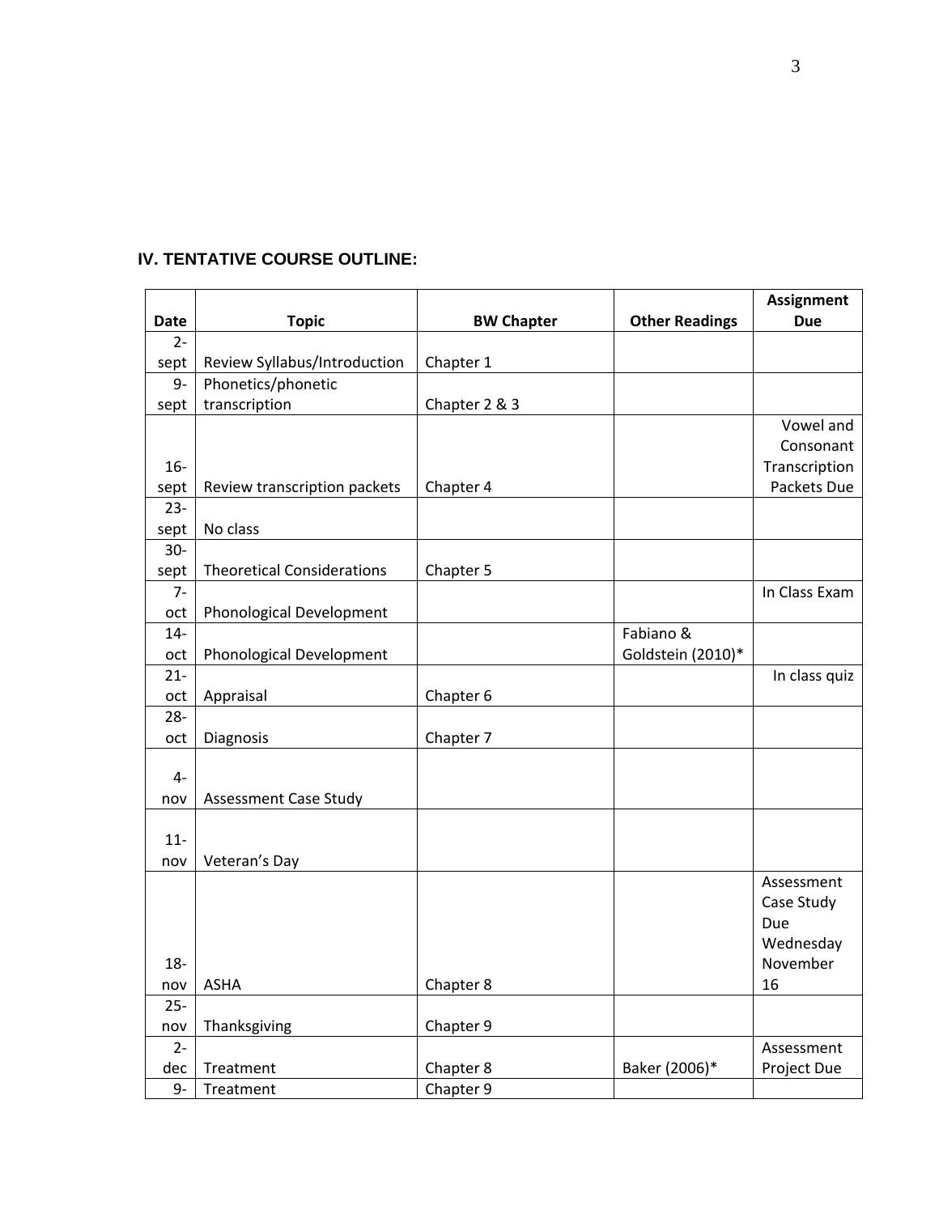## IV. TENTATIVE COURSE OUTLINE:

| Date | Topic | BW Chapter | Other Readings | Assignment Due |
|---|---|---|---|---|
| 2-sept | Review Syllabus/Introduction | Chapter 1 | | |
| 9-sept | Phonetics/phonetic transcription | Chapter 2 & 3 | | |
| 16-sept | Review transcription packets | Chapter 4 | | Vowel and Consonant Transcription Packets Due |
| 23-sept | No class | | | |
| 30-sept | Theoretical Considerations | Chapter 5 | | |
| 7-oct | Phonological Development | | | In Class Exam |
| 14-oct | Phonological Development | | Fabiano & Goldstein (2010)* | |
| 21-oct | Appraisal | Chapter 6 | | In class quiz |
| 28-oct | Diagnosis | Chapter 7 | | |
| 4-nov | Assessment Case Study | | | |
| 11-nov | Veteran's Day | | | |
| 18-nov | ASHA | Chapter 8 | | Assessment Case Study Due Wednesday November 16 |
| 25-nov | Thanksgiving | Chapter 9 | | |
| 2-dec | Treatment | Chapter 8 | Baker (2006)* | Assessment Project Due |
| 9- | Treatment | Chapter 9 | | |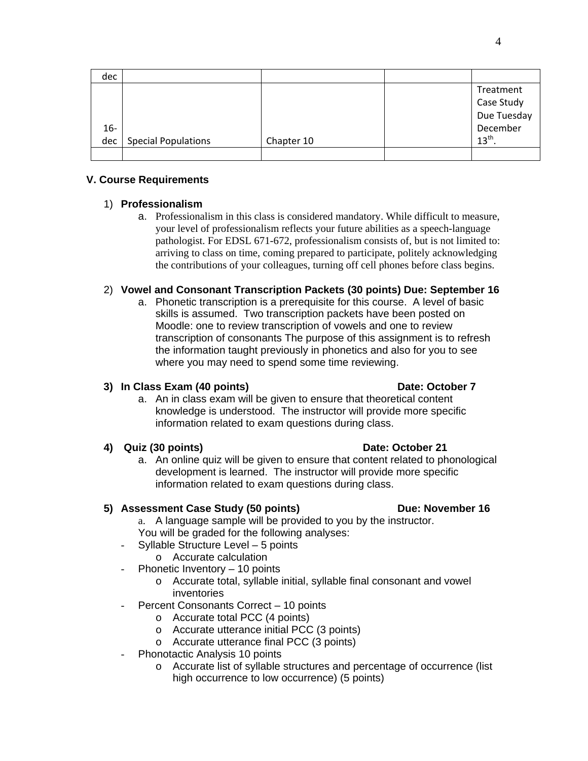| | | | | |
|---|---|---|---|---|
| dec | | | | |
| 16-dec | Special Populations | Chapter 10 | | Treatment Case Study Due Tuesday December 13th. |
| | | | | |

### V. Course Requirements

1) **Professionalism**
   a. Professionalism in this class is considered mandatory. While difficult to measure, your level of professionalism reflects your future abilities as a speech-language pathologist. For EDSL 671-672, professionalism consists of, but is not limited to: arriving to class on time, coming prepared to participate, politely acknowledging the contributions of your colleagues, turning off cell phones before class begins.

2) **Vowel and Consonant Transcription Packets (30 points) Due: September 16**
   a. Phonetic transcription is a prerequisite for this course. A level of basic skills is assumed. Two transcription packets have been posted on Moodle: one to review transcription of vowels and one to review transcription of consonants The purpose of this assignment is to refresh the information taught previously in phonetics and also for you to see where you may need to spend some time reviewing.

3) **In Class Exam (40 points) Date: October 7**
   a. An in class exam will be given to ensure that theoretical content knowledge is understood. The instructor will provide more specific information related to exam questions during class.

4) **Quiz (30 points) Date: October 21**
   a. An online quiz will be given to ensure that content related to phonological development is learned. The instructor will provide more specific information related to exam questions during class.

5) **Assessment Case Study (50 points) Due: November 16**
   a. A language sample will be provided to you by the instructor.
   You will be graded for the following analyses:
   - Syllable Structure Level – 5 points
     - Accurate calculation
   - Phonetic Inventory – 10 points
     - Accurate total, syllable initial, syllable final consonant and vowel inventories
   - Percent Consonants Correct – 10 points
     - Accurate total PCC (4 points)
     - Accurate utterance initial PCC (3 points)
     - Accurate utterance final PCC (3 points)
   - Phonotactic Analysis 10 points
     - Accurate list of syllable structures and percentage of occurrence (list high occurrence to low occurrence) (5 points)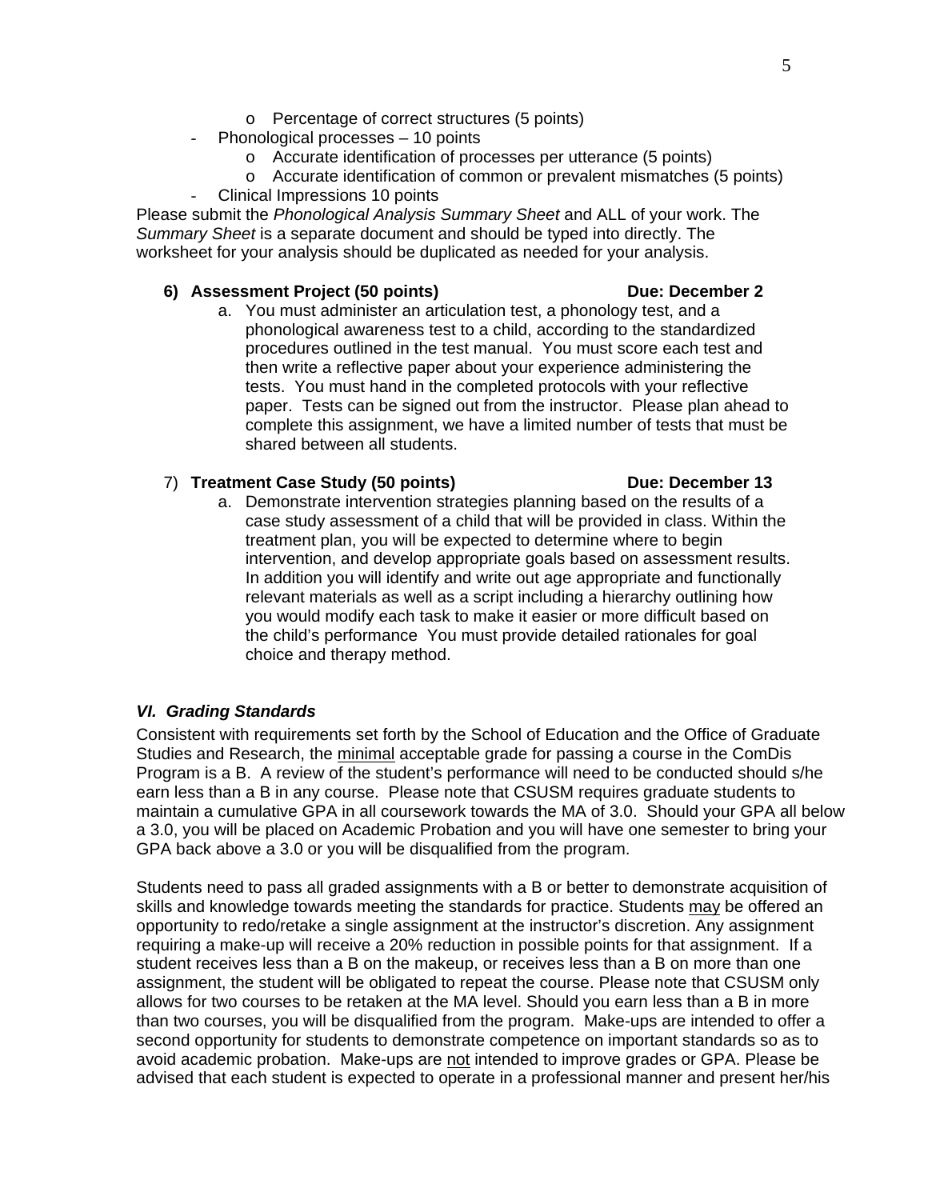- Percentage of correct structures (5 points)
- Phonological processes – 10 points
    - Accurate identification of processes per utterance (5 points)
    - Accurate identification of common or prevalent mismatches (5 points)
- Clinical Impressions 10 points

Please submit the *Phonological Analysis Summary Sheet* and ALL of your work. The *Summary Sheet* is a separate document and should be typed into directly. The worksheet for your analysis should be duplicated as needed for your analysis.

**6) Assessment Project (50 points) Due: December 2**

a. You must administer an articulation test, a phonology test, and a phonological awareness test to a child, according to the standardized procedures outlined in the test manual. You must score each test and then write a reflective paper about your experience administering the tests. You must hand in the completed protocols with your reflective paper. Tests can be signed out from the instructor. Please plan ahead to complete this assignment, we have a limited number of tests that must be shared between all students.

7) **Treatment Case Study (50 points) Due: December 13**

a. Demonstrate intervention strategies planning based on the results of a case study assessment of a child that will be provided in class. Within the treatment plan, you will be expected to determine where to begin intervention, and develop appropriate goals based on assessment results. In addition you will identify and write out age appropriate and functionally relevant materials as well as a script including a hierarchy outlining how you would modify each task to make it easier or more difficult based on the child's performance You must provide detailed rationales for goal choice and therapy method.

### *VI. Grading Standards*

Consistent with requirements set forth by the School of Education and the Office of Graduate Studies and Research, the <u>minimal</u> acceptable grade for passing a course in the ComDis Program is a B. A review of the student's performance will need to be conducted should s/he earn less than a B in any course. Please note that CSUSM requires graduate students to maintain a cumulative GPA in all coursework towards the MA of 3.0. Should your GPA all below a 3.0, you will be placed on Academic Probation and you will have one semester to bring your GPA back above a 3.0 or you will be disqualified from the program.

Students need to pass all graded assignments with a B or better to demonstrate acquisition of skills and knowledge towards meeting the standards for practice. Students <u>may</u> be offered an opportunity to redo/retake a single assignment at the instructor's discretion. Any assignment requiring a make-up will receive a 20% reduction in possible points for that assignment. If a student receives less than a B on the makeup, or receives less than a B on more than one assignment, the student will be obligated to repeat the course. Please note that CSUSM only allows for two courses to be retaken at the MA level. Should you earn less than a B in more than two courses, you will be disqualified from the program. Make-ups are intended to offer a second opportunity for students to demonstrate competence on important standards so as to avoid academic probation. Make-ups are <u>not</u> intended to improve grades or GPA. Please be advised that each student is expected to operate in a professional manner and present her/his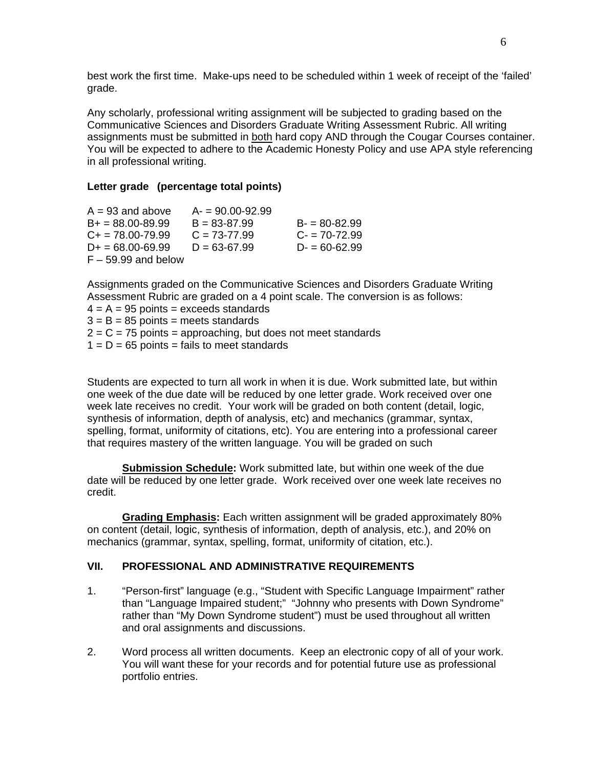best work the first time. Make-ups need to be scheduled within 1 week of receipt of the 'failed' grade.

Any scholarly, professional writing assignment will be subjected to grading based on the Communicative Sciences and Disorders Graduate Writing Assessment Rubric. All writing assignments must be submitted in <u>both</u> hard copy AND through the Cougar Courses container. You will be expected to adhere to the Academic Honesty Policy and use APA style referencing in all professional writing.

**Letter grade (percentage total points)**

| | | |
|---|---|---|
| A = 93 and above | A- = 90.00-92.99 | |
| B+ = 88.00-89.99 | B = 83-87.99 | B- = 80-82.99 |
| C+ = 78.00-79.99 | C = 73-77.99 | C- = 70-72.99 |
| D+ = 68.00-69.99 | D = 63-67.99 | D- = 60-62.99 |
| F – 59.99 and below | | |

Assignments graded on the Communicative Sciences and Disorders Graduate Writing Assessment Rubric are graded on a 4 point scale. The conversion is as follows:
4 = A = 95 points = exceeds standards
3 = B = 85 points = meets standards
2 = C = 75 points = approaching, but does not meet standards
1 = D = 65 points = fails to meet standards

Students are expected to turn all work in when it is due. Work submitted late, but within one week of the due date will be reduced by one letter grade. Work received over one week late receives no credit. Your work will be graded on both content (detail, logic, synthesis of information, depth of analysis, etc) and mechanics (grammar, syntax, spelling, format, uniformity of citations, etc). You are entering into a professional career that requires mastery of the written language. You will be graded on such

**<u>Submission Schedule</u>:** Work submitted late, but within one week of the due date will be reduced by one letter grade. Work received over one week late receives no credit.

**<u>Grading Emphasis</u>:** Each written assignment will be graded approximately 80% on content (detail, logic, synthesis of information, depth of analysis, etc.), and 20% on mechanics (grammar, syntax, spelling, format, uniformity of citation, etc.).

## VII. PROFESSIONAL AND ADMINISTRATIVE REQUIREMENTS

1. "Person-first" language (e.g., "Student with Specific Language Impairment" rather than "Language Impaired student;" "Johnny who presents with Down Syndrome" rather than "My Down Syndrome student") must be used throughout all written and oral assignments and discussions.

2. Word process all written documents. Keep an electronic copy of all of your work. You will want these for your records and for potential future use as professional portfolio entries.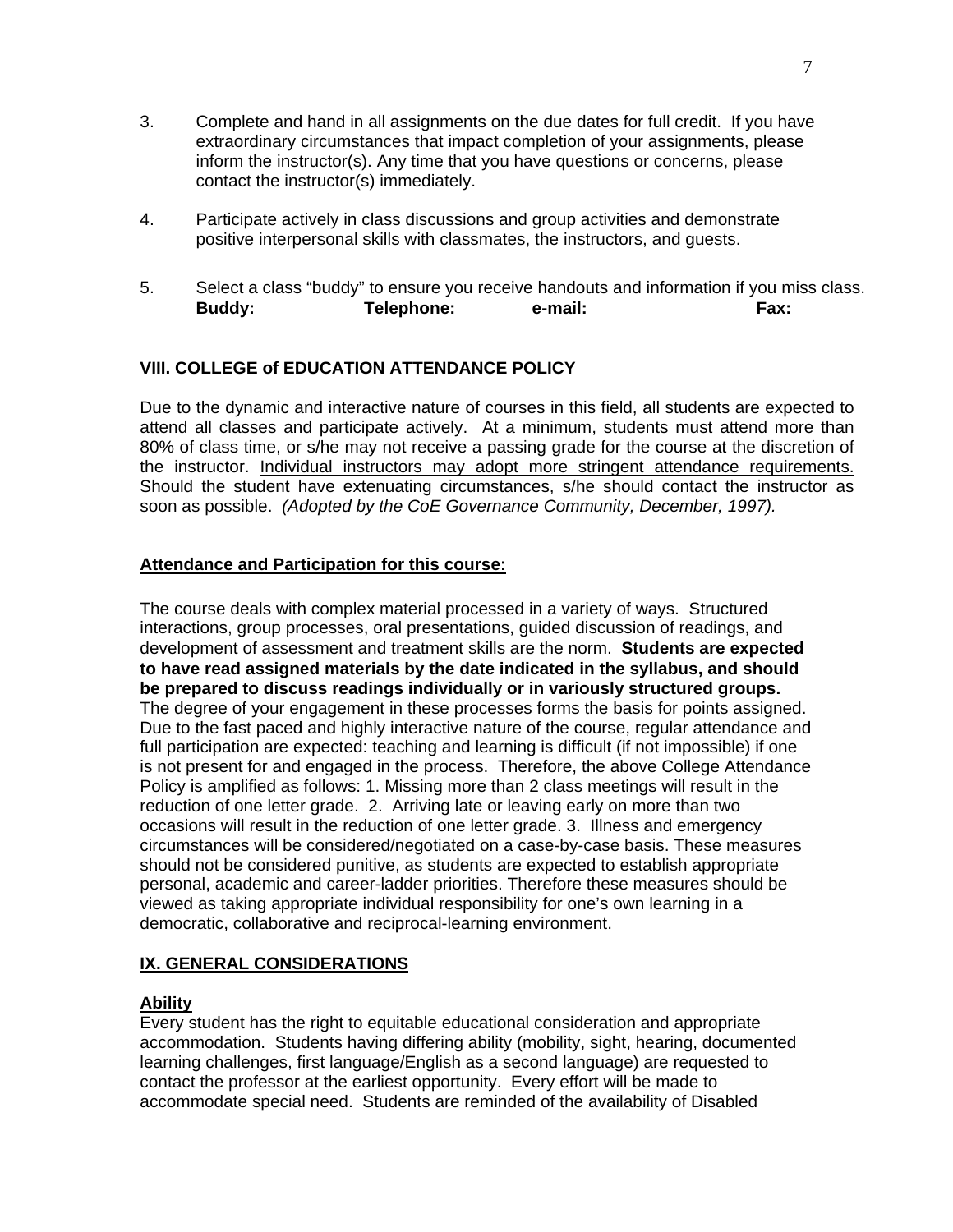3. Complete and hand in all assignments on the due dates for full credit. If you have extraordinary circumstances that impact completion of your assignments, please inform the instructor(s). Any time that you have questions or concerns, please contact the instructor(s) immediately.

4. Participate actively in class discussions and group activities and demonstrate positive interpersonal skills with classmates, the instructors, and guests.

5. Select a class "buddy" to ensure you receive handouts and information if you miss class.
   **Buddy: Telephone: e-mail: Fax:**

### VIII. COLLEGE of EDUCATION ATTENDANCE POLICY

Due to the dynamic and interactive nature of courses in this field, all students are expected to attend all classes and participate actively. At a minimum, students must attend more than 80% of class time, or s/he may not receive a passing grade for the course at the discretion of the instructor. <u>Individual instructors may adopt more stringent attendance requirements.</u> Should the student have extenuating circumstances, s/he should contact the instructor as soon as possible. *(Adopted by the CoE Governance Community, December, 1997).*

#### Attendance and Participation for this course:

The course deals with complex material processed in a variety of ways. Structured interactions, group processes, oral presentations, guided discussion of readings, and development of assessment and treatment skills are the norm. **Students are expected to have read assigned materials by the date indicated in the syllabus, and should be prepared to discuss readings individually or in variously structured groups.** The degree of your engagement in these processes forms the basis for points assigned. Due to the fast paced and highly interactive nature of the course, regular attendance and full participation are expected: teaching and learning is difficult (if not impossible) if one is not present for and engaged in the process. Therefore, the above College Attendance Policy is amplified as follows: 1. Missing more than 2 class meetings will result in the reduction of one letter grade. 2. Arriving late or leaving early on more than two occasions will result in the reduction of one letter grade. 3. Illness and emergency circumstances will be considered/negotiated on a case-by-case basis. These measures should not be considered punitive, as students are expected to establish appropriate personal, academic and career-ladder priorities. Therefore these measures should be viewed as taking appropriate individual responsibility for one's own learning in a democratic, collaborative and reciprocal-learning environment.

### IX. GENERAL CONSIDERATIONS

#### Ability

Every student has the right to equitable educational consideration and appropriate accommodation. Students having differing ability (mobility, sight, hearing, documented learning challenges, first language/English as a second language) are requested to contact the professor at the earliest opportunity. Every effort will be made to accommodate special need. Students are reminded of the availability of Disabled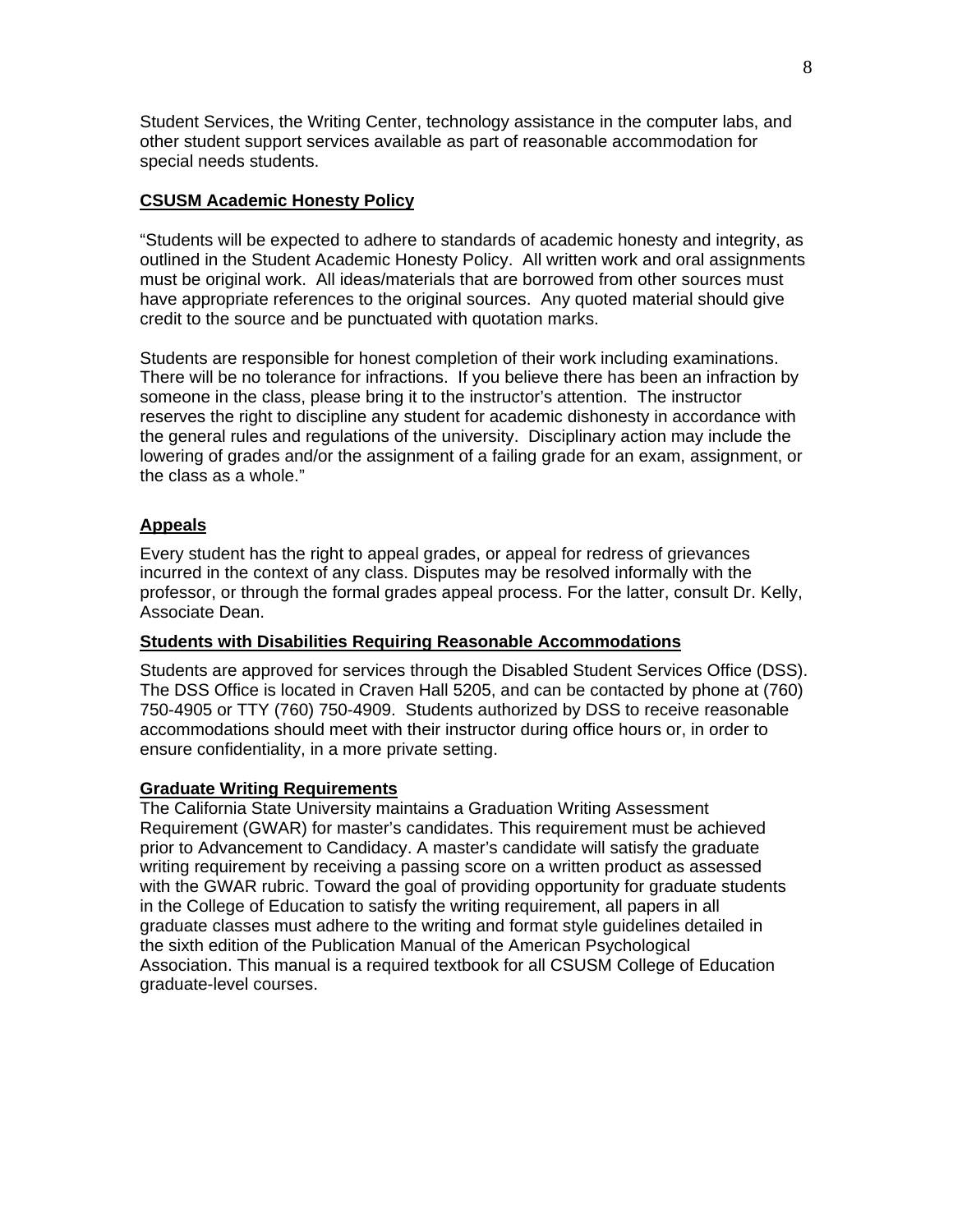Student Services, the Writing Center, technology assistance in the computer labs, and other student support services available as part of reasonable accommodation for special needs students.

**CSUSM Academic Honesty Policy**

"Students will be expected to adhere to standards of academic honesty and integrity, as outlined in the Student Academic Honesty Policy. All written work and oral assignments must be original work. All ideas/materials that are borrowed from other sources must have appropriate references to the original sources. Any quoted material should give credit to the source and be punctuated with quotation marks.

Students are responsible for honest completion of their work including examinations. There will be no tolerance for infractions. If you believe there has been an infraction by someone in the class, please bring it to the instructor's attention. The instructor reserves the right to discipline any student for academic dishonesty in accordance with the general rules and regulations of the university. Disciplinary action may include the lowering of grades and/or the assignment of a failing grade for an exam, assignment, or the class as a whole."

**Appeals**

Every student has the right to appeal grades, or appeal for redress of grievances incurred in the context of any class. Disputes may be resolved informally with the professor, or through the formal grades appeal process. For the latter, consult Dr. Kelly, Associate Dean.

**Students with Disabilities Requiring Reasonable Accommodations**

Students are approved for services through the Disabled Student Services Office (DSS). The DSS Office is located in Craven Hall 5205, and can be contacted by phone at (760) 750-4905 or TTY (760) 750-4909. Students authorized by DSS to receive reasonable accommodations should meet with their instructor during office hours or, in order to ensure confidentiality, in a more private setting.

**Graduate Writing Requirements**

The California State University maintains a Graduation Writing Assessment Requirement (GWAR) for master's candidates. This requirement must be achieved prior to Advancement to Candidacy. A master's candidate will satisfy the graduate writing requirement by receiving a passing score on a written product as assessed with the GWAR rubric. Toward the goal of providing opportunity for graduate students in the College of Education to satisfy the writing requirement, all papers in all graduate classes must adhere to the writing and format style guidelines detailed in the sixth edition of the Publication Manual of the American Psychological Association. This manual is a required textbook for all CSUSM College of Education graduate-level courses.